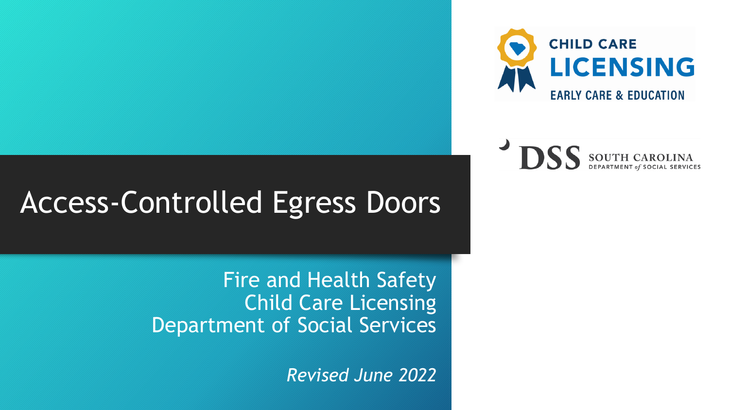# Access-Controlled Egress Doors

Fire and Health Safety
Child Care Licensing
Department of Social Services

*Revised June 2022*

CHILD CARE
LICENSING
EARLY CARE & EDUCATION

DSS SOUTH CAROLINA DEPARTMENT *of* SOCIAL SERVICES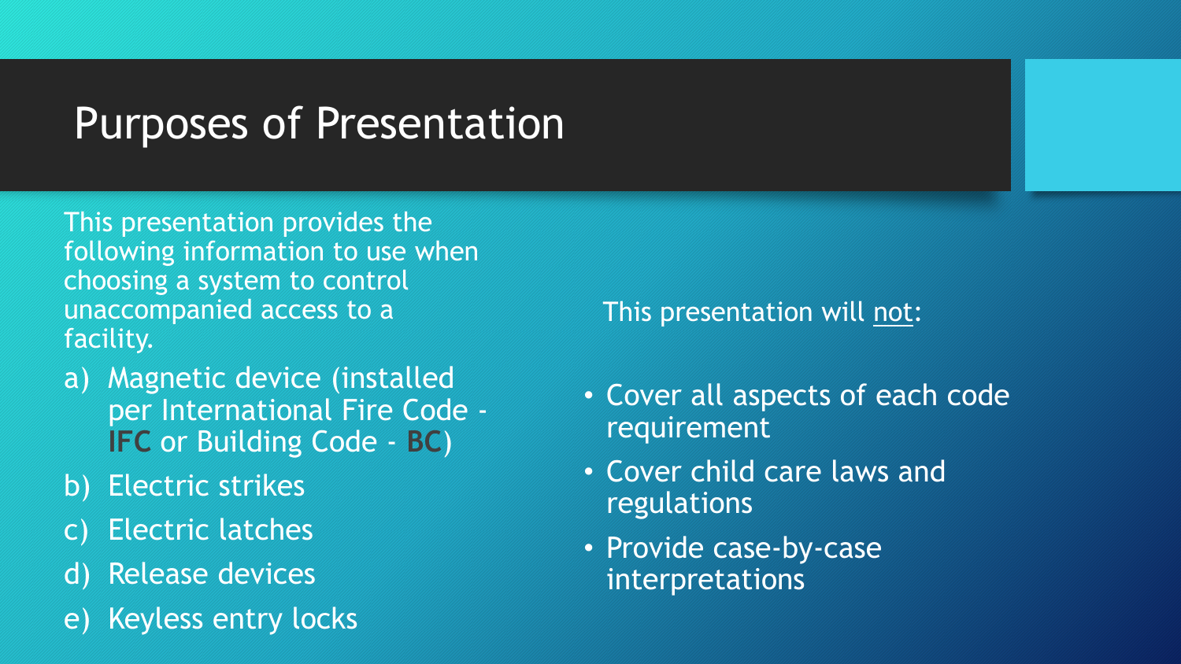# Purposes of Presentation

This presentation provides the following information to use when choosing a system to control unaccompanied access to a facility.

a) Magnetic device (installed per International Fire Code - **IFC** or Building Code - **BC**)
b) Electric strikes
c) Electric latches
d) Release devices
e) Keyless entry locks

This presentation will <u>not</u>:

- Cover all aspects of each code requirement
- Cover child care laws and regulations
- Provide case-by-case interpretations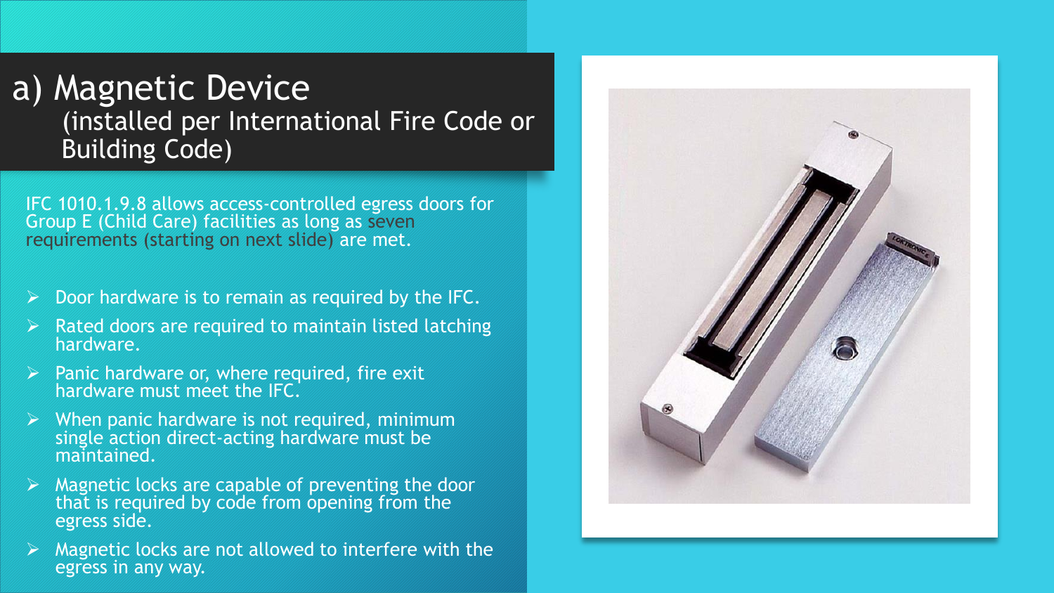# a) Magnetic Device
## (installed per International Fire Code or Building Code)

IFC 1010.1.9.8 allows access-controlled egress doors for Group E (Child Care) facilities as long as seven requirements (starting on next slide) are met.

- Door hardware is to remain as required by the IFC.
- Rated doors are required to maintain listed latching hardware.
- Panic hardware or, where required, fire exit hardware must meet the IFC.
- When panic hardware is not required, minimum single action direct-acting hardware must be maintained.
- Magnetic locks are capable of preventing the door that is required by code from opening from the egress side.
- Magnetic locks are not allowed to interfere with the egress in any way.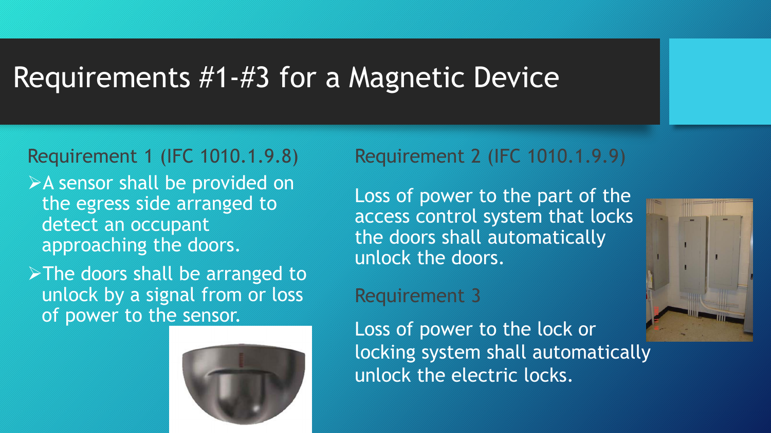# Requirements #1-#3 for a Magnetic Device

Requirement 1 (IFC 1010.1.9.8)

- A sensor shall be provided on the egress side arranged to detect an occupant approaching the doors.
- The doors shall be arranged to unlock by a signal from or loss of power to the sensor.

Requirement 2 (IFC 1010.1.9.9)

Loss of power to the part of the access control system that locks the doors shall automatically unlock the doors.

Requirement 3

Loss of power to the lock or locking system shall automatically unlock the electric locks.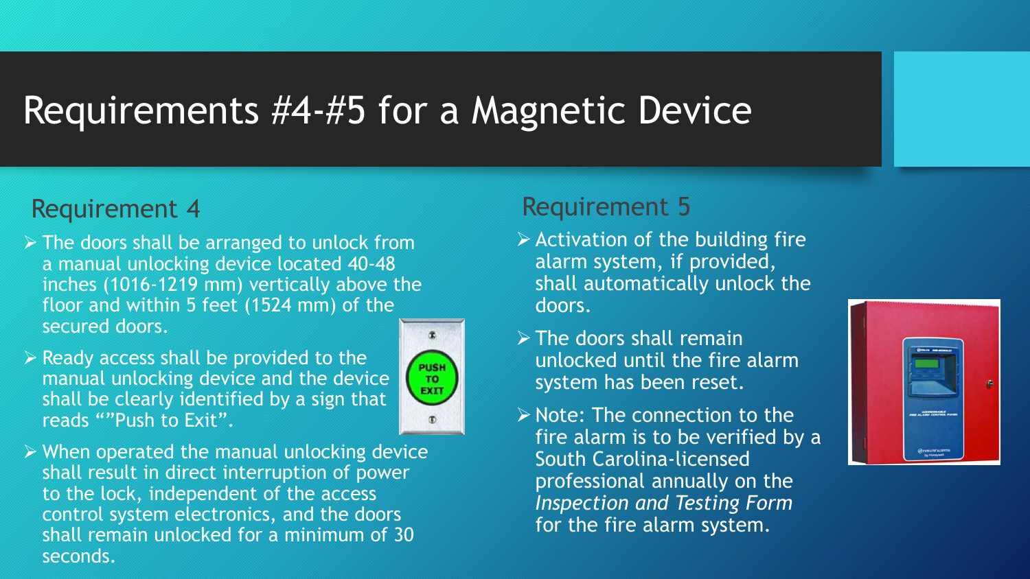# Requirements #4-#5 for a Magnetic Device

## Requirement 4

- The doors shall be arranged to unlock from a manual unlocking device located 40-48 inches (1016-1219 mm) vertically above the floor and within 5 feet (1524 mm) of the secured doors.
- Ready access shall be provided to the manual unlocking device and the device shall be clearly identified by a sign that reads “”Push to Exit”.
- When operated the manual unlocking device shall result in direct interruption of power to the lock, independent of the access control system electronics, and the doors shall remain unlocked for a minimum of 30 seconds.

## Requirement 5

- Activation of the building fire alarm system, if provided, shall automatically unlock the doors.
- The doors shall remain unlocked until the fire alarm system has been reset.
- Note: The connection to the fire alarm is to be verified by a South Carolina-licensed professional annually on the *Inspection and Testing Form* for the fire alarm system.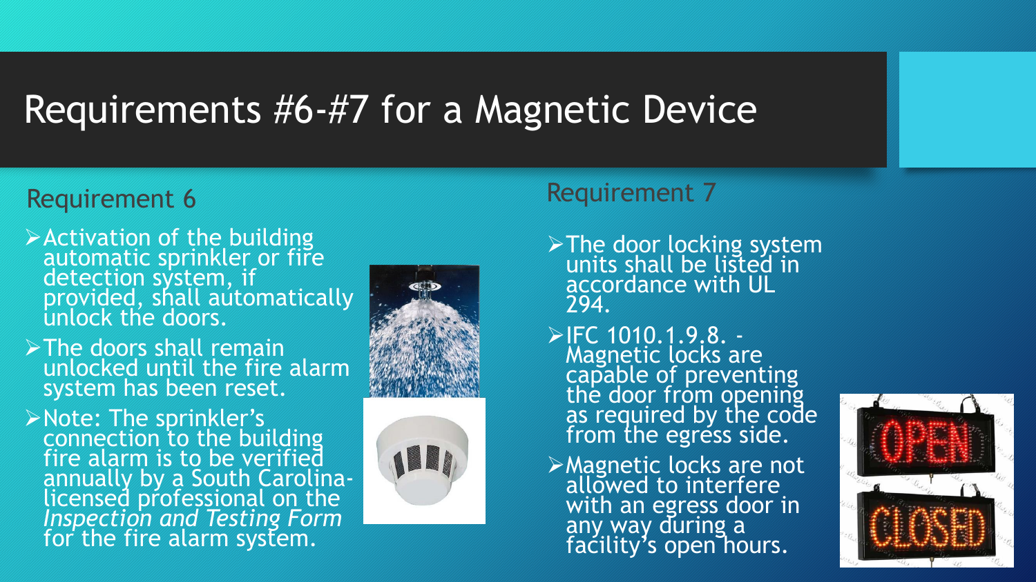# Requirements #6-#7 for a Magnetic Device

## Requirement 6

- Activation of the building automatic sprinkler or fire detection system, if provided, shall automatically unlock the doors.
- The doors shall remain unlocked until the fire alarm system has been reset.
- Note: The sprinkler's connection to the building fire alarm is to be verified annually by a South Carolina-licensed professional on the *Inspection and Testing Form* for the fire alarm system.

## Requirement 7

- The door locking system units shall be listed in accordance with UL 294.
- IFC 1010.1.9.8. - Magnetic locks are capable of preventing the door from opening as required by the code from the egress side.
- Magnetic locks are not allowed to interfere with an egress door in any way during a facility's open hours.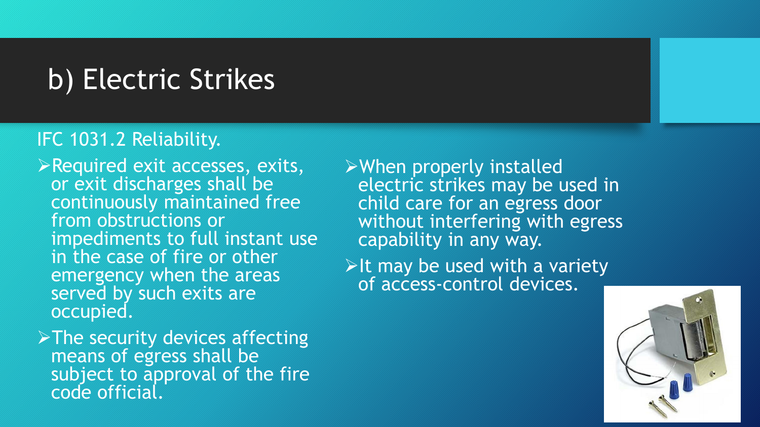# b) Electric Strikes

IFC 1031.2 Reliability.

- Required exit accesses, exits, or exit discharges shall be continuously maintained free from obstructions or impediments to full instant use in the case of fire or other emergency when the areas served by such exits are occupied.
- The security devices affecting means of egress shall be subject to approval of the fire code official.
- When properly installed electric strikes may be used in child care for an egress door without interfering with egress capability in any way.
- It may be used with a variety of access-control devices.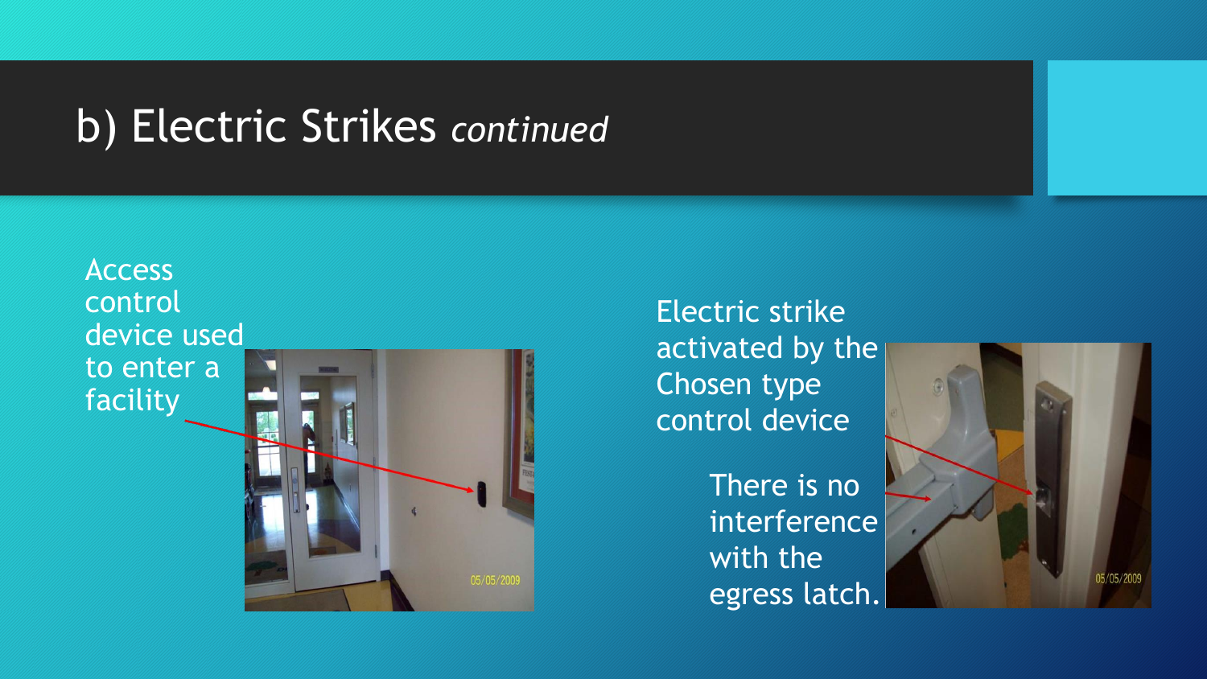# b) Electric Strikes *continued*

Access control device used to enter a facility

Electric strike activated by the Chosen type control device

There is no interference with the egress latch.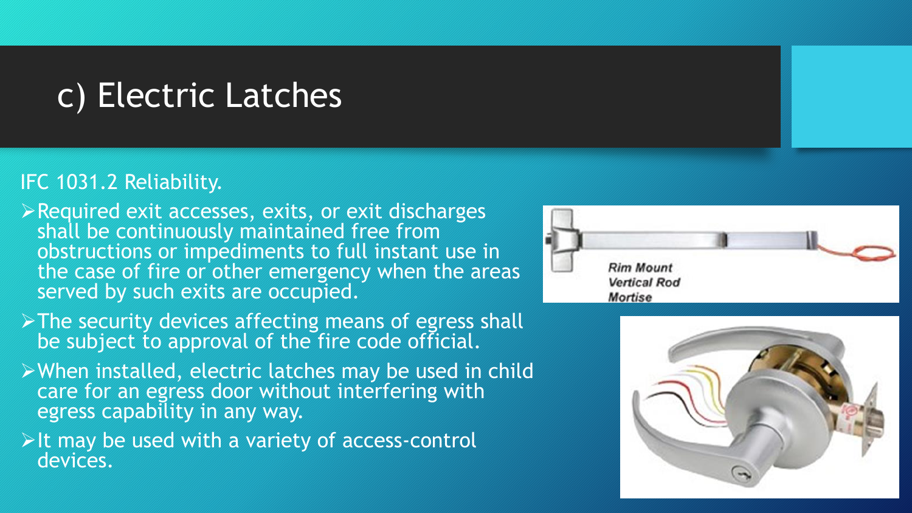# c) Electric Latches

IFC 1031.2 Reliability.

- Required exit accesses, exits, or exit discharges shall be continuously maintained free from obstructions or impediments to full instant use in the case of fire or other emergency when the areas served by such exits are occupied.
- The security devices affecting means of egress shall be subject to approval of the fire code official.
- When installed, electric latches may be used in child care for an egress door without interfering with egress capability in any way.
- It may be used with a variety of access-control devices.

*Rim Mount*
*Vertical Rod*
*Mortise*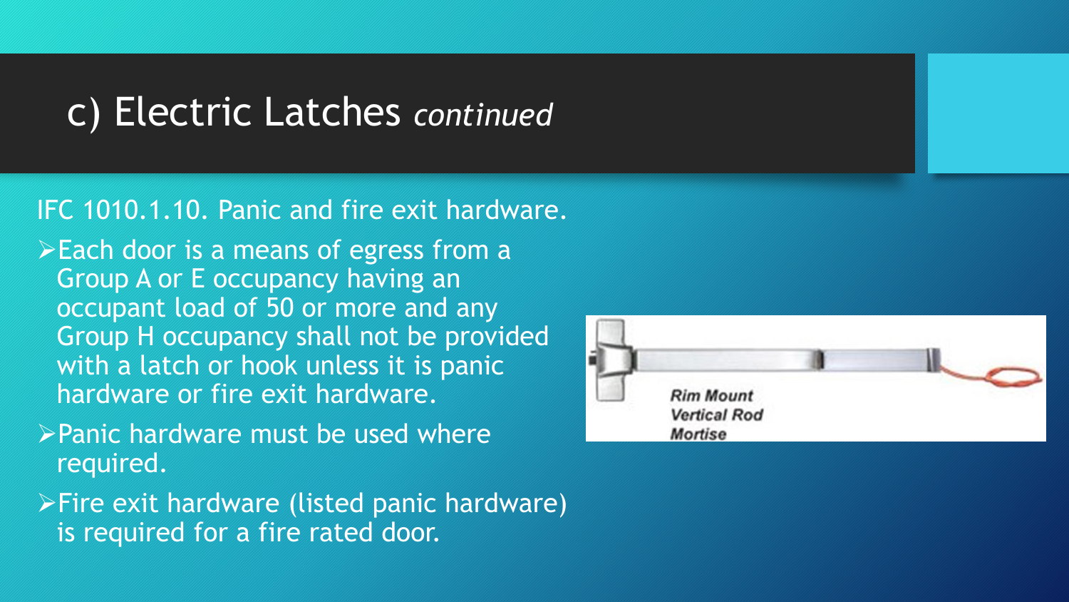# c) Electric Latches *continued*

IFC 1010.1.10. Panic and fire exit hardware.

- Each door is a means of egress from a Group A or E occupancy having an occupant load of 50 or more and any Group H occupancy shall not be provided with a latch or hook unless it is panic hardware or fire exit hardware.
- Panic hardware must be used where required.
- Fire exit hardware (listed panic hardware) is required for a fire rated door.

*Rim Mount*
*Vertical Rod*
*Mortise*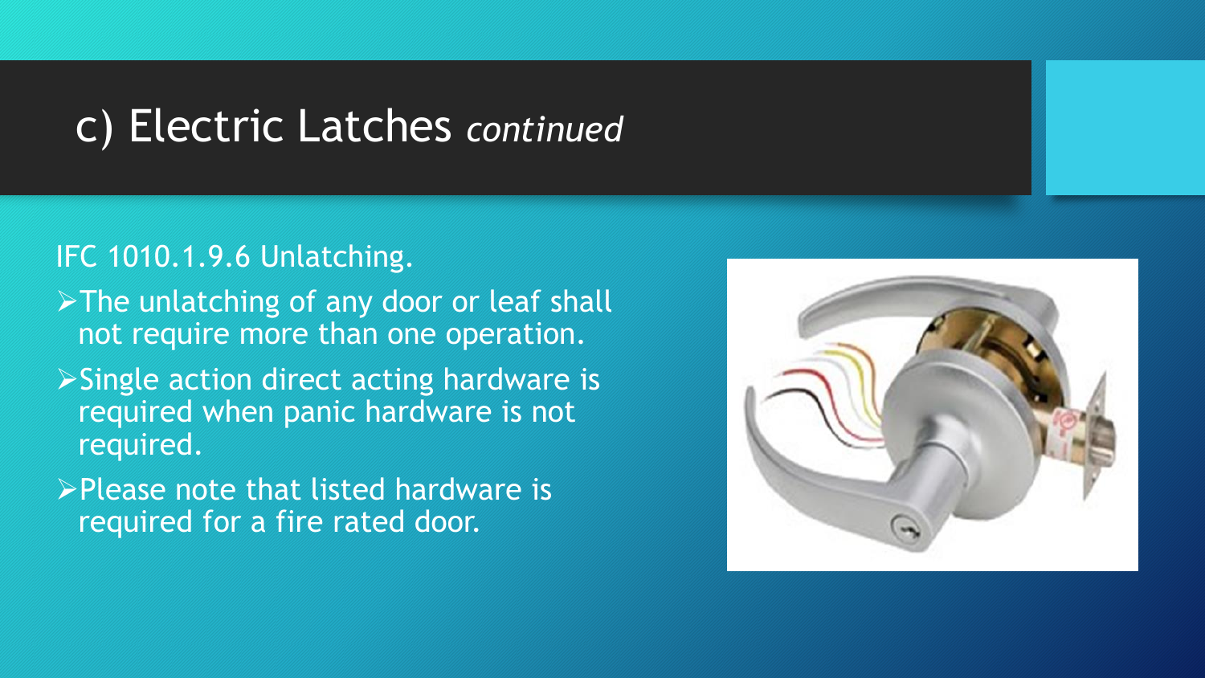# c) Electric Latches *continued*

IFC 1010.1.9.6 Unlatching.

- The unlatching of any door or leaf shall not require more than one operation.
- Single action direct acting hardware is required when panic hardware is not required.
- Please note that listed hardware is required for a fire rated door.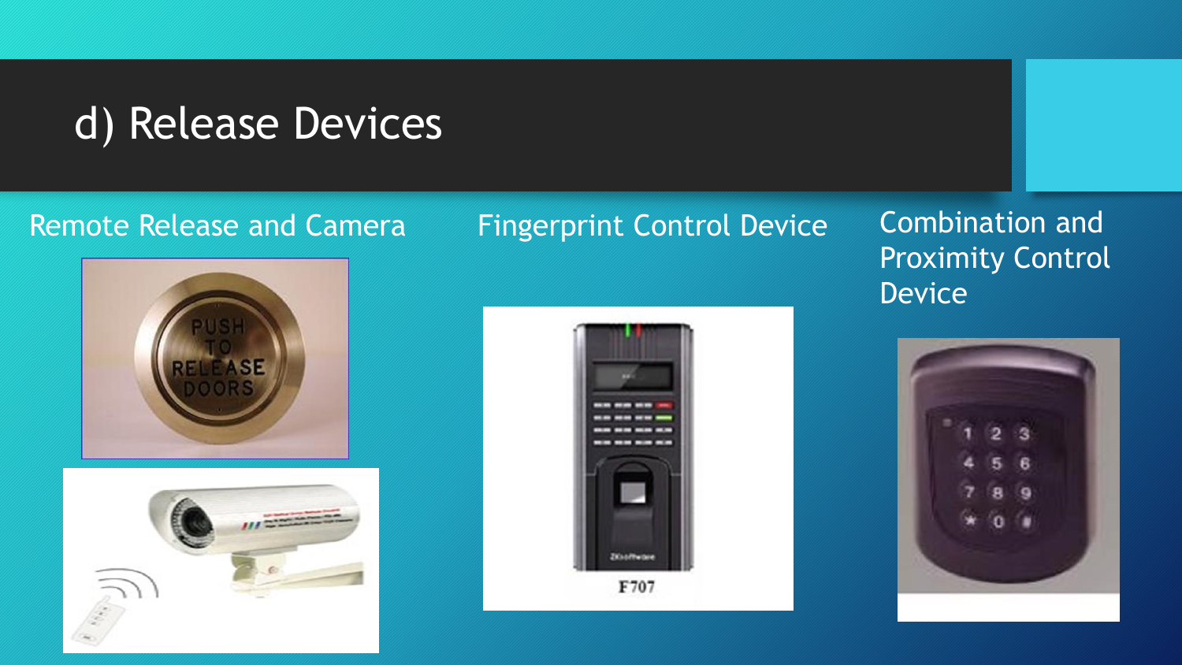# d) Release Devices

Remote Release and Camera

Fingerprint Control Device

Combination and Proximity Control Device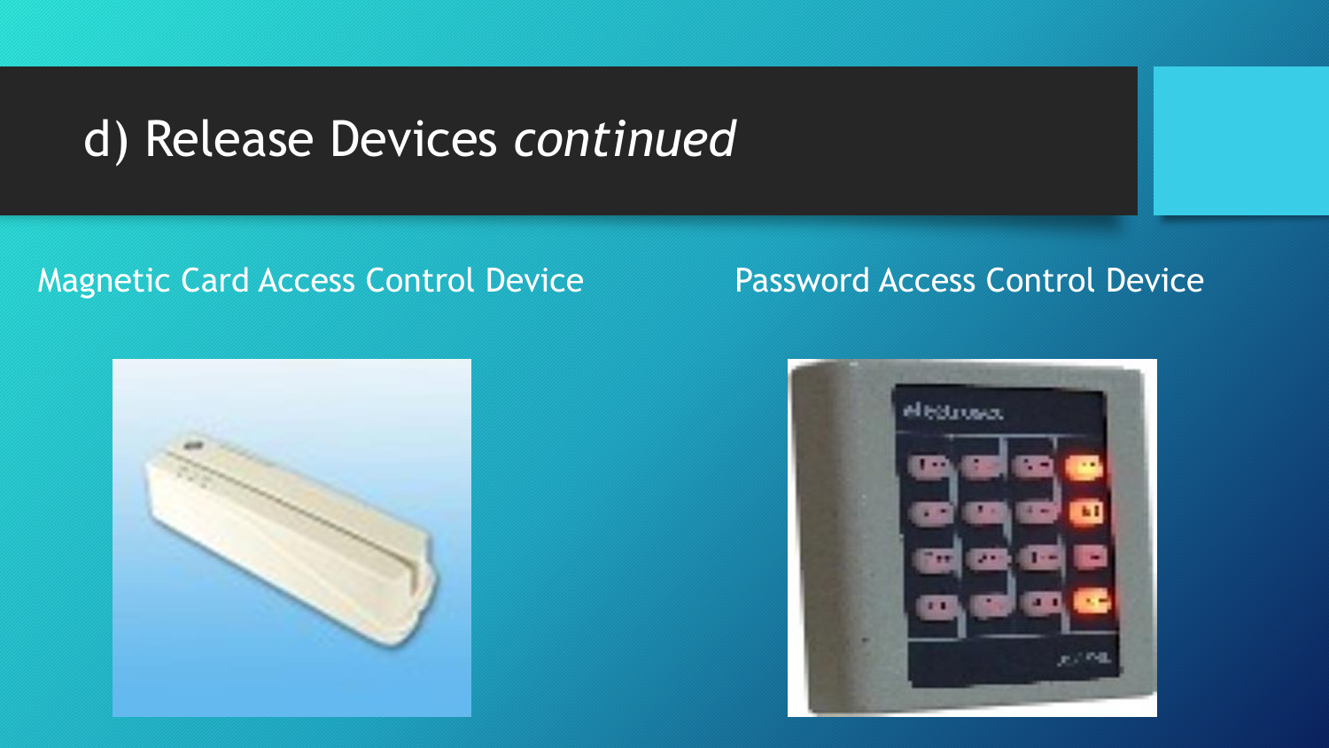# d) Release Devices *continued*

Magnetic Card Access Control Device

Password Access Control Device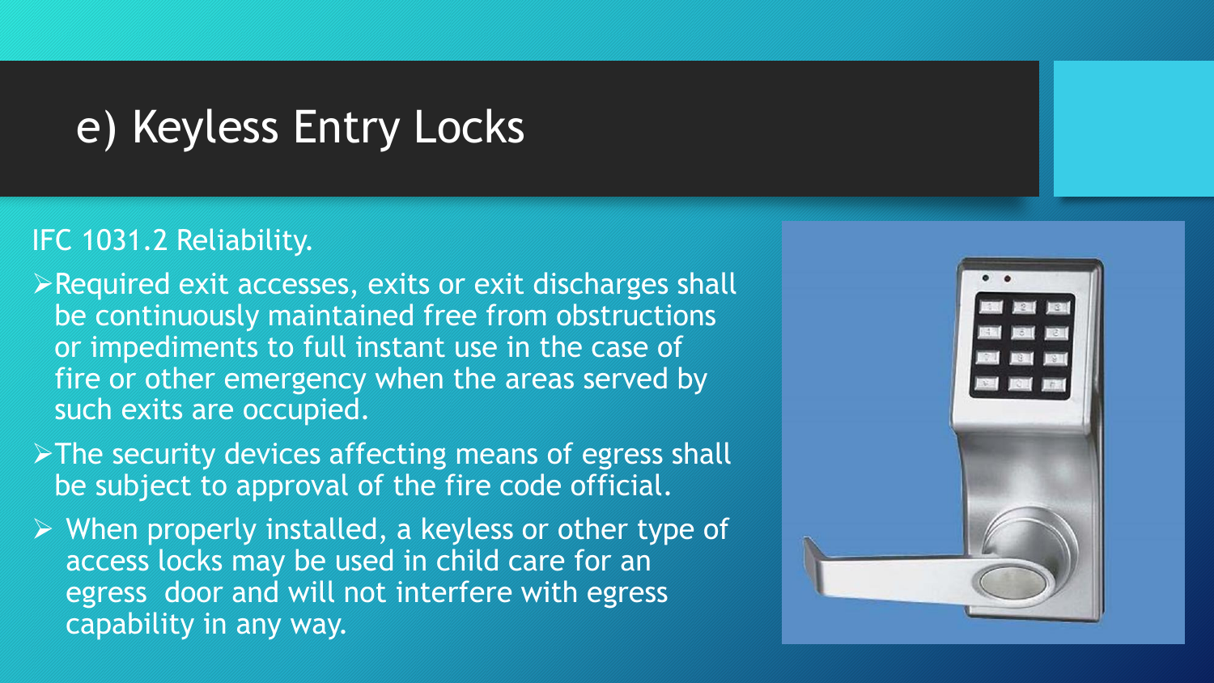# e) Keyless Entry Locks

IFC 1031.2 Reliability.

- Required exit accesses, exits or exit discharges shall be continuously maintained free from obstructions or impediments to full instant use in the case of fire or other emergency when the areas served by such exits are occupied.
- The security devices affecting means of egress shall be subject to approval of the fire code official.
- When properly installed, a keyless or other type of access locks may be used in child care for an egress door and will not interfere with egress capability in any way.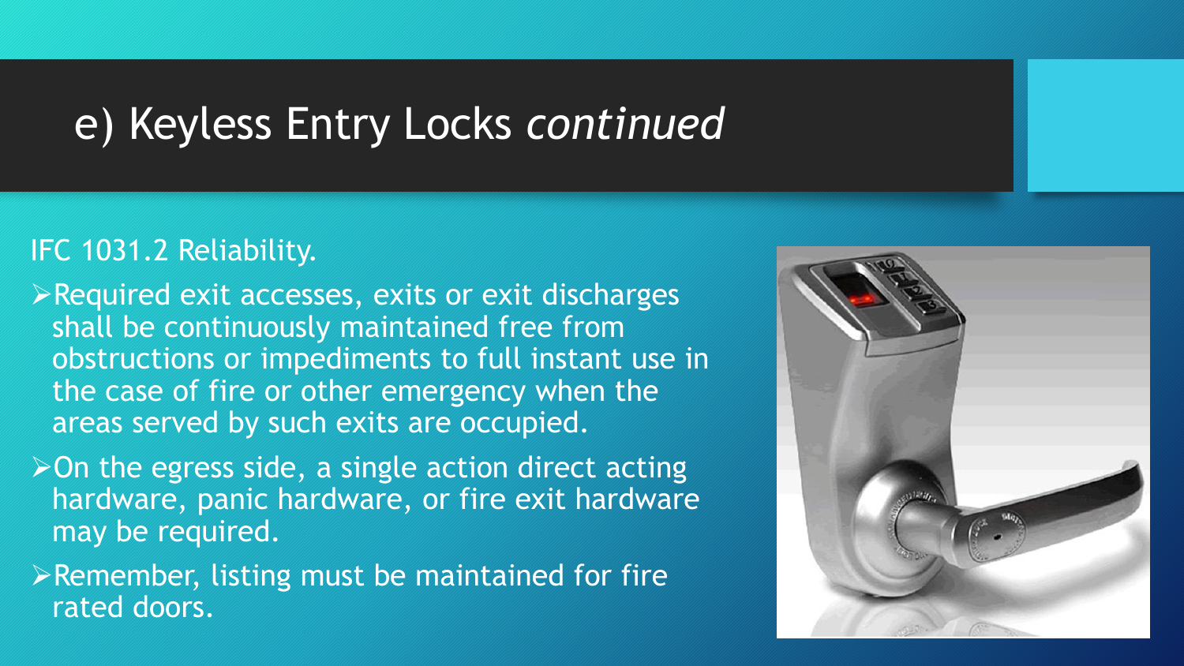# e) Keyless Entry Locks *continued*

IFC 1031.2 Reliability.

- Required exit accesses, exits or exit discharges shall be continuously maintained free from obstructions or impediments to full instant use in the case of fire or other emergency when the areas served by such exits are occupied.
- On the egress side, a single action direct acting hardware, panic hardware, or fire exit hardware may be required.
- Remember, listing must be maintained for fire rated doors.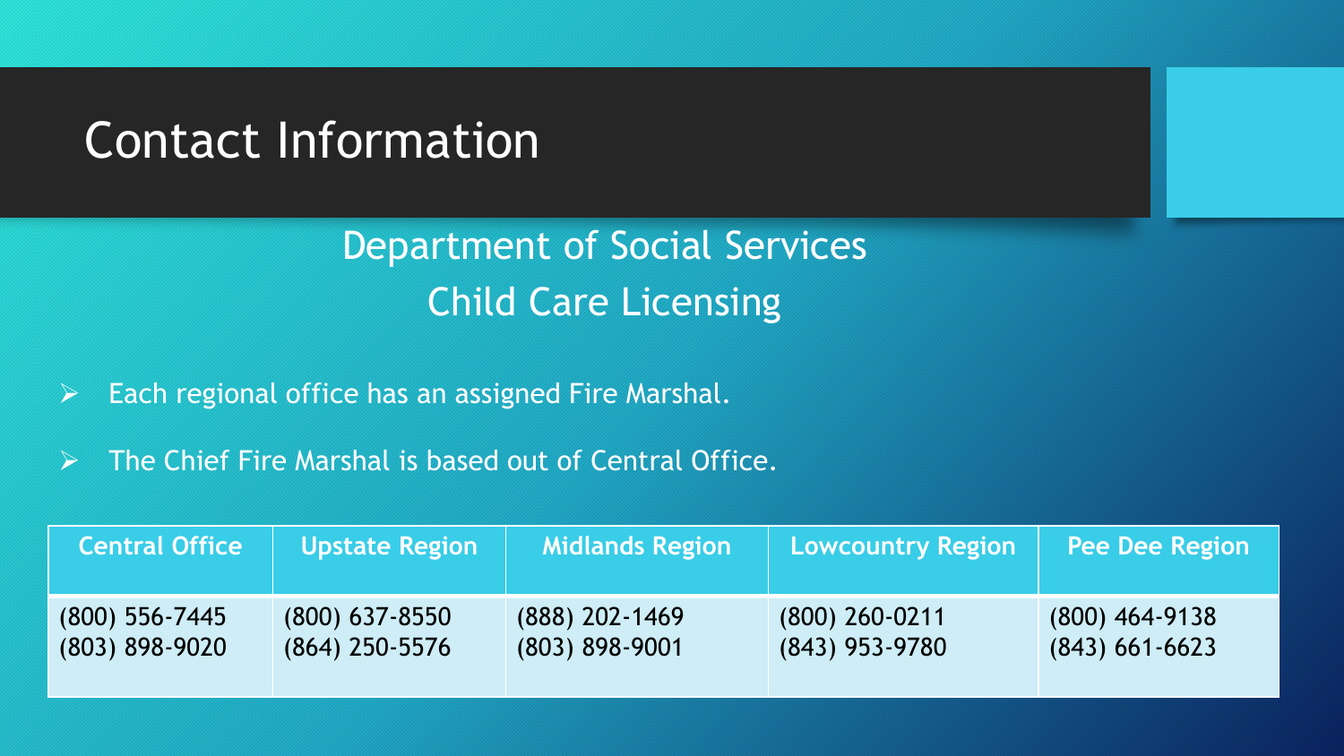# Contact Information

## Department of Social Services
## Child Care Licensing

- Each regional office has an assigned Fire Marshal.
- The Chief Fire Marshal is based out of Central Office.

| Central Office | Upstate Region | Midlands Region | Lowcountry Region | Pee Dee Region |
|---|---|---|---|---|
| (800) 556-7445<br>(803) 898-9020 | (800) 637-8550<br>(864) 250-5576 | (888) 202-1469<br>(803) 898-9001 | (800) 260-0211<br>(843) 953-9780 | (800) 464-9138<br>(843) 661-6623 |